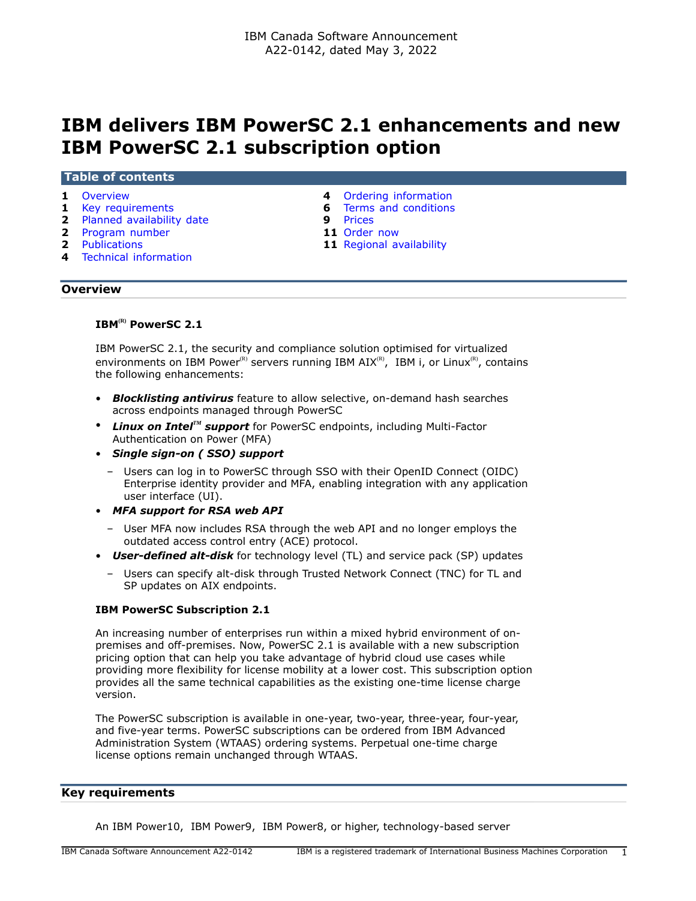IBM Canada Software Announcement
A22-0142, dated May 3, 2022

# IBM delivers IBM PowerSC 2.1 enhancements and new IBM PowerSC 2.1 subscription option

## Table of contents

- 1 Overview
- 1 Key requirements
- 2 Planned availability date
- 2 Program number
- 2 Publications
- 4 Technical information
- 4 Ordering information
- 6 Terms and conditions
- 9 Prices
- 11 Order now
- 11 Regional availability

## Overview

### IBM(R) PowerSC 2.1

IBM PowerSC 2.1, the security and compliance solution optimised for virtualized environments on IBM Power(R) servers running IBM AIX(R), IBM i, or Linux(R), contains the following enhancements:

- ***Blocklisting antivirus*** feature to allow selective, on-demand hash searches across endpoints managed through PowerSC
- ***Linux on Intel(TM) support*** for PowerSC endpoints, including Multi-Factor Authentication on Power (MFA)
- ***Single sign-on ( SSO) support***
  - Users can log in to PowerSC through SSO with their OpenID Connect (OIDC) Enterprise identity provider and MFA, enabling integration with any application user interface (UI).
- ***MFA support for RSA web API***
  - User MFA now includes RSA through the web API and no longer employs the outdated access control entry (ACE) protocol.
- ***User-defined alt-disk*** for technology level (TL) and service pack (SP) updates
  - Users can specify alt-disk through Trusted Network Connect (TNC) for TL and SP updates on AIX endpoints.

### IBM PowerSC Subscription 2.1

An increasing number of enterprises run within a mixed hybrid environment of on-premises and off-premises. Now, PowerSC 2.1 is available with a new subscription pricing option that can help you take advantage of hybrid cloud use cases while providing more flexibility for license mobility at a lower cost. This subscription option provides all the same technical capabilities as the existing one-time license charge version.

The PowerSC subscription is available in one-year, two-year, three-year, four-year, and five-year terms. PowerSC subscriptions can be ordered from IBM Advanced Administration System (WTAAS) ordering systems. Perpetual one-time charge license options remain unchanged through WTAAS.

## Key requirements

An IBM Power10, IBM Power9, IBM Power8, or higher, technology-based server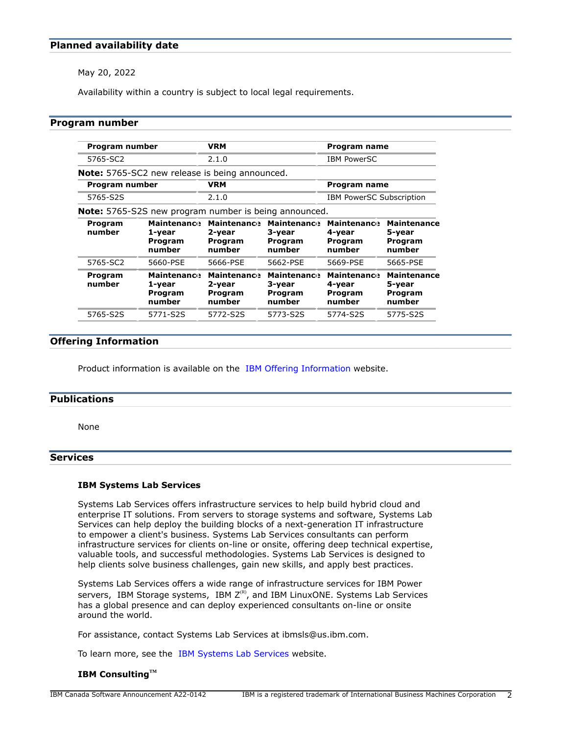## Planned availability date

May 20, 2022

Availability within a country is subject to local legal requirements.

## Program number

| Program number | VRM | Program name |
|---|---|---|
| 5765-SC2 | 2.1.0 | IBM PowerSC |

**Note:** 5765-SC2 new release is being announced.

| Program number | VRM | Program name |
|---|---|---|
| 5765-S2S | 2.1.0 | IBM PowerSC Subscription |

**Note:** 5765-S2S new program number is being announced.

| Program number | Maintenance 1-year Program number | Maintenance 2-year Program number | Maintenance 3-year Program number | Maintenance 4-year Program number | Maintenance 5-year Program number |
|---|---|---|---|---|---|
| 5765-SC2 | 5660-PSE | 5666-PSE | 5662-PSE | 5669-PSE | 5665-PSE |

| Program number | Maintenance 1-year Program number | Maintenance 2-year Program number | Maintenance 3-year Program number | Maintenance 4-year Program number | Maintenance 5-year Program number |
|---|---|---|---|---|---|
| 5765-S2S | 5771-S2S | 5772-S2S | 5773-S2S | 5774-S2S | 5775-S2S |

## Offering Information

Product information is available on the IBM Offering Information website.

## Publications

None

## Services

### IBM Systems Lab Services

Systems Lab Services offers infrastructure services to help build hybrid cloud and enterprise IT solutions. From servers to storage systems and software, Systems Lab Services can help deploy the building blocks of a next-generation IT infrastructure to empower a client's business. Systems Lab Services consultants can perform infrastructure services for clients on-line or onsite, offering deep technical expertise, valuable tools, and successful methodologies. Systems Lab Services is designed to help clients solve business challenges, gain new skills, and apply best practices.

Systems Lab Services offers a wide range of infrastructure services for IBM Power servers, IBM Storage systems, IBM Z(R), and IBM LinuxONE. Systems Lab Services has a global presence and can deploy experienced consultants on-line or onsite around the world.

For assistance, contact Systems Lab Services at ibmsls@us.ibm.com.

To learn more, see the IBM Systems Lab Services website.

### IBM Consulting™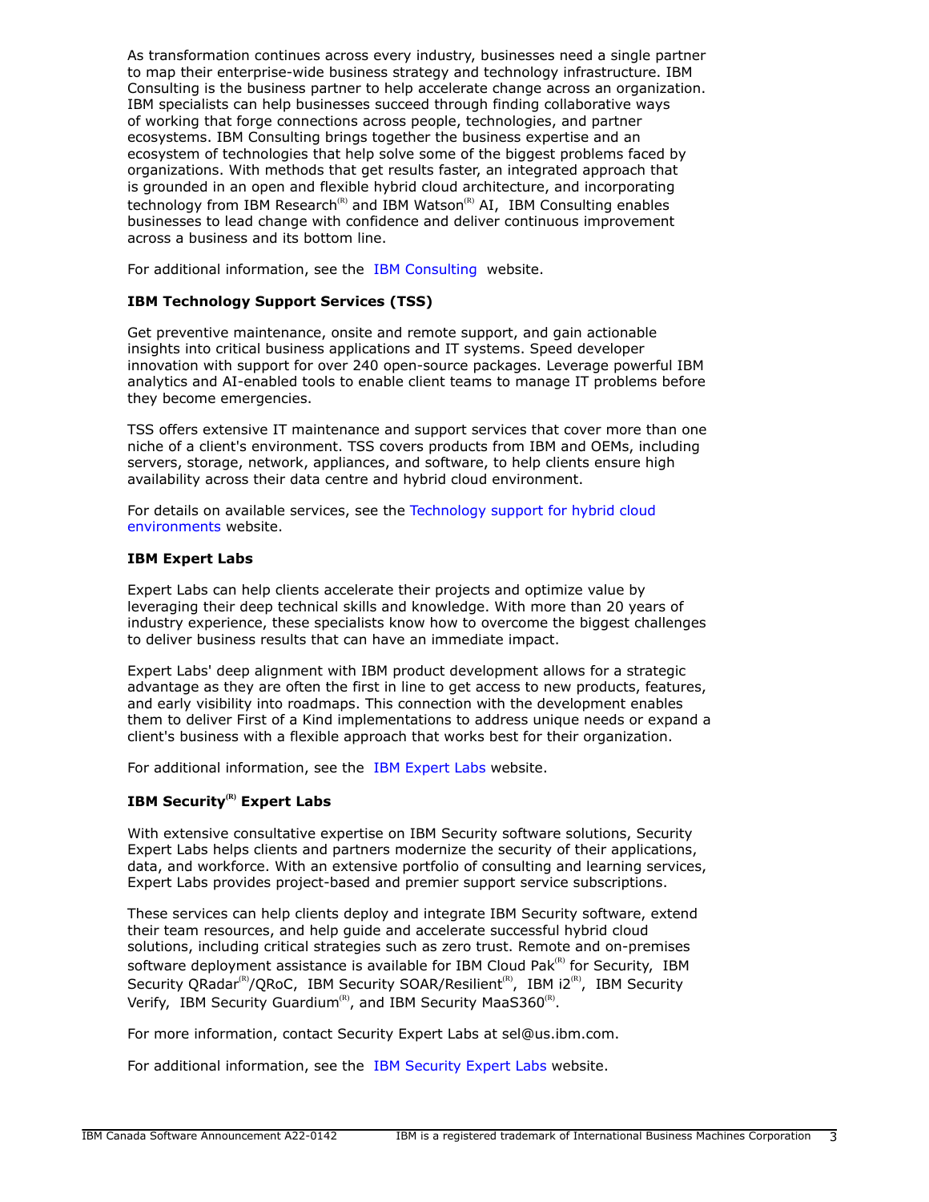As transformation continues across every industry, businesses need a single partner to map their enterprise-wide business strategy and technology infrastructure. IBM Consulting is the business partner to help accelerate change across an organization. IBM specialists can help businesses succeed through finding collaborative ways of working that forge connections across people, technologies, and partner ecosystems. IBM Consulting brings together the business expertise and an ecosystem of technologies that help solve some of the biggest problems faced by organizations. With methods that get results faster, an integrated approach that is grounded in an open and flexible hybrid cloud architecture, and incorporating technology from IBM Research(R) and IBM Watson(R) AI, IBM Consulting enables businesses to lead change with confidence and deliver continuous improvement across a business and its bottom line.

For additional information, see the IBM Consulting website.

**IBM Technology Support Services (TSS)**

Get preventive maintenance, onsite and remote support, and gain actionable insights into critical business applications and IT systems. Speed developer innovation with support for over 240 open-source packages. Leverage powerful IBM analytics and AI-enabled tools to enable client teams to manage IT problems before they become emergencies.

TSS offers extensive IT maintenance and support services that cover more than one niche of a client's environment. TSS covers products from IBM and OEMs, including servers, storage, network, appliances, and software, to help clients ensure high availability across their data centre and hybrid cloud environment.

For details on available services, see the Technology support for hybrid cloud environments website.

**IBM Expert Labs**

Expert Labs can help clients accelerate their projects and optimize value by leveraging their deep technical skills and knowledge. With more than 20 years of industry experience, these specialists know how to overcome the biggest challenges to deliver business results that can have an immediate impact.

Expert Labs' deep alignment with IBM product development allows for a strategic advantage as they are often the first in line to get access to new products, features, and early visibility into roadmaps. This connection with the development enables them to deliver First of a Kind implementations to address unique needs or expand a client's business with a flexible approach that works best for their organization.

For additional information, see the IBM Expert Labs website.

**IBM Security(R) Expert Labs**

With extensive consultative expertise on IBM Security software solutions, Security Expert Labs helps clients and partners modernize the security of their applications, data, and workforce. With an extensive portfolio of consulting and learning services, Expert Labs provides project-based and premier support service subscriptions.

These services can help clients deploy and integrate IBM Security software, extend their team resources, and help guide and accelerate successful hybrid cloud solutions, including critical strategies such as zero trust. Remote and on-premises software deployment assistance is available for IBM Cloud Pak(R) for Security, IBM Security QRadar(R)/QRoC, IBM Security SOAR/Resilient(R), IBM i2(R), IBM Security Verify, IBM Security Guardium(R), and IBM Security MaaS360(R).

For more information, contact Security Expert Labs at sel@us.ibm.com.

For additional information, see the IBM Security Expert Labs website.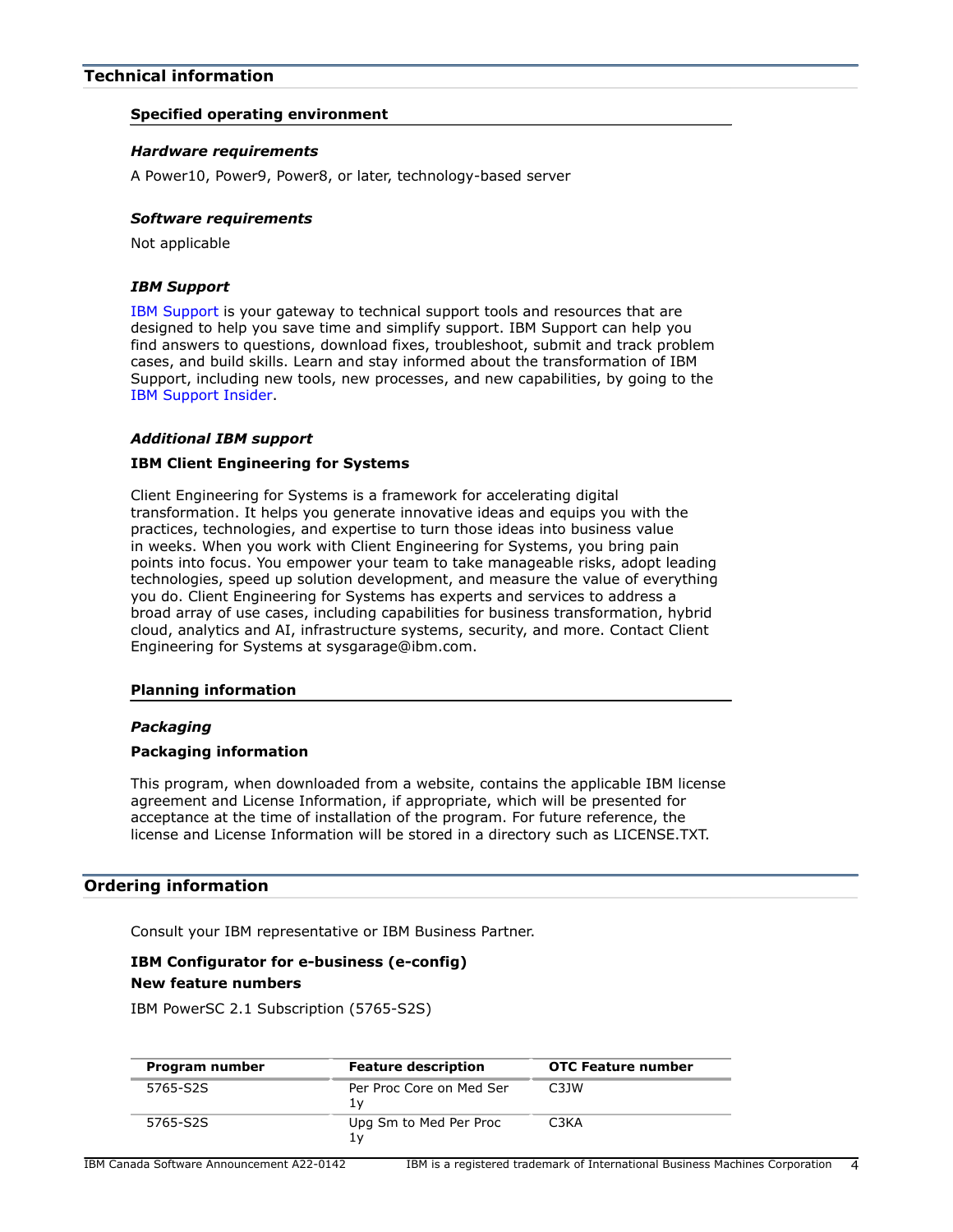## Technical information

### Specified operating environment

#### *Hardware requirements*

A Power10, Power9, Power8, or later, technology-based server

#### *Software requirements*

Not applicable

#### *IBM Support*

IBM Support is your gateway to technical support tools and resources that are designed to help you save time and simplify support. IBM Support can help you find answers to questions, download fixes, troubleshoot, submit and track problem cases, and build skills. Learn and stay informed about the transformation of IBM Support, including new tools, new processes, and new capabilities, by going to the IBM Support Insider.

#### *Additional IBM support*

**IBM Client Engineering for Systems**

Client Engineering for Systems is a framework for accelerating digital transformation. It helps you generate innovative ideas and equips you with the practices, technologies, and expertise to turn those ideas into business value in weeks. When you work with Client Engineering for Systems, you bring pain points into focus. You empower your team to take manageable risks, adopt leading technologies, speed up solution development, and measure the value of everything you do. Client Engineering for Systems has experts and services to address a broad array of use cases, including capabilities for business transformation, hybrid cloud, analytics and AI, infrastructure systems, security, and more. Contact Client Engineering for Systems at sysgarage@ibm.com.

### Planning information

#### *Packaging*

**Packaging information**

This program, when downloaded from a website, contains the applicable IBM license agreement and License Information, if appropriate, which will be presented for acceptance at the time of installation of the program. For future reference, the license and License Information will be stored in a directory such as LICENSE.TXT.

## Ordering information

Consult your IBM representative or IBM Business Partner.

**IBM Configurator for e-business (e-config)**

**New feature numbers**

IBM PowerSC 2.1 Subscription (5765-S2S)

| Program number | Feature description | OTC Feature number |
|---|---|---|
| 5765-S2S | Per Proc Core on Med Ser 1y | C3JW |
| 5765-S2S | Upg Sm to Med Per Proc 1y | C3KA |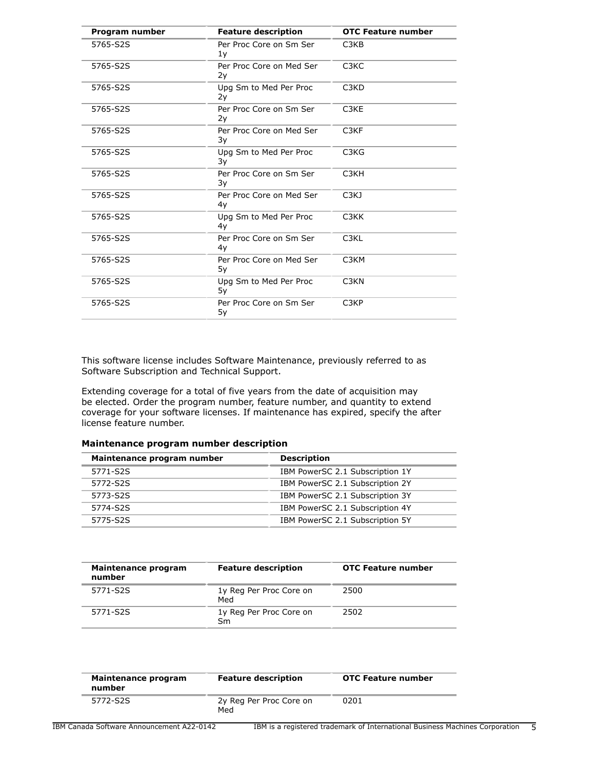| Program number | Feature description | OTC Feature number |
| --- | --- | --- |
| 5765-S2S | Per Proc Core on Sm Ser 1y | C3KB |
| 5765-S2S | Per Proc Core on Med Ser 2y | C3KC |
| 5765-S2S | Upg Sm to Med Per Proc 2y | C3KD |
| 5765-S2S | Per Proc Core on Sm Ser 2y | C3KE |
| 5765-S2S | Per Proc Core on Med Ser 3y | C3KF |
| 5765-S2S | Upg Sm to Med Per Proc 3y | C3KG |
| 5765-S2S | Per Proc Core on Sm Ser 3y | C3KH |
| 5765-S2S | Per Proc Core on Med Ser 4y | C3KJ |
| 5765-S2S | Upg Sm to Med Per Proc 4y | C3KK |
| 5765-S2S | Per Proc Core on Sm Ser 4y | C3KL |
| 5765-S2S | Per Proc Core on Med Ser 5y | C3KM |
| 5765-S2S | Upg Sm to Med Per Proc 5y | C3KN |
| 5765-S2S | Per Proc Core on Sm Ser 5y | C3KP |

This software license includes Software Maintenance, previously referred to as Software Subscription and Technical Support.

Extending coverage for a total of five years from the date of acquisition may be elected. Order the program number, feature number, and quantity to extend coverage for your software licenses. If maintenance has expired, specify the after license feature number.

### Maintenance program number description

| Maintenance program number | Description |
| --- | --- |
| 5771-S2S | IBM PowerSC 2.1 Subscription 1Y |
| 5772-S2S | IBM PowerSC 2.1 Subscription 2Y |
| 5773-S2S | IBM PowerSC 2.1 Subscription 3Y |
| 5774-S2S | IBM PowerSC 2.1 Subscription 4Y |
| 5775-S2S | IBM PowerSC 2.1 Subscription 5Y |

| Maintenance program number | Feature description | OTC Feature number |
| --- | --- | --- |
| 5771-S2S | 1y Reg Per Proc Core on Med | 2500 |
| 5771-S2S | 1y Reg Per Proc Core on Sm | 2502 |

| Maintenance program number | Feature description | OTC Feature number |
| --- | --- | --- |
| 5772-S2S | 2y Reg Per Proc Core on Med | 0201 |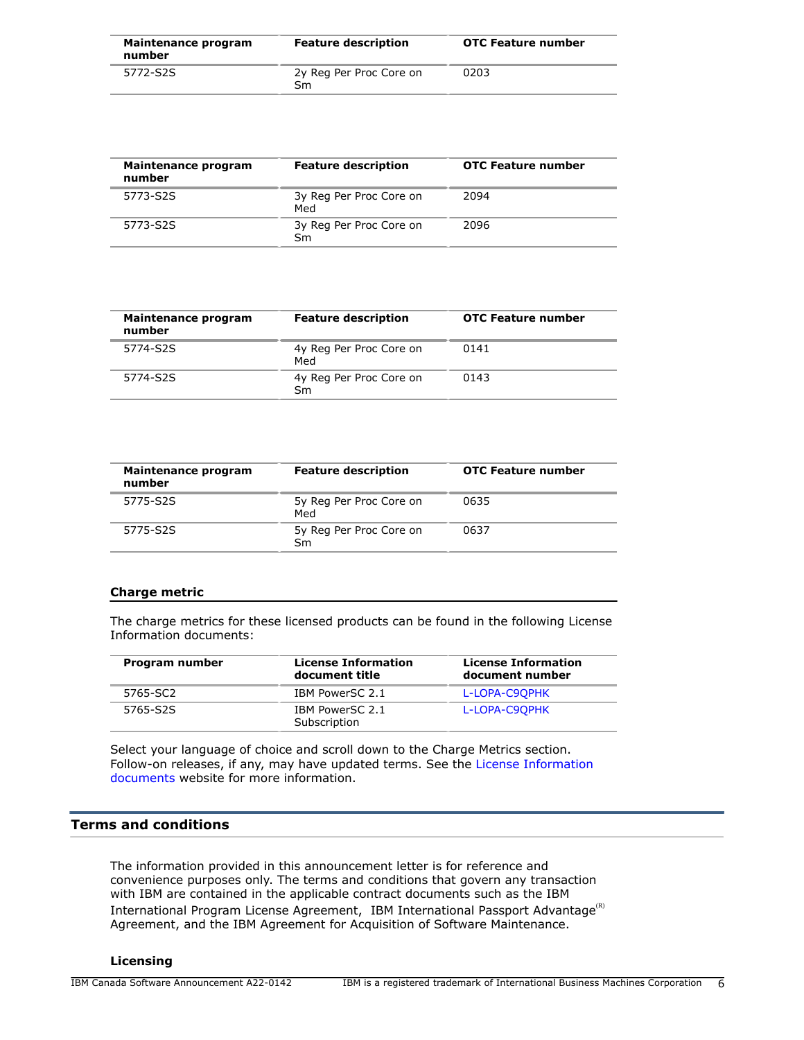| Maintenance program number | Feature description | OTC Feature number |
|---|---|---|
| 5772-S2S | 2y Reg Per Proc Core on Sm | 0203 |

| Maintenance program number | Feature description | OTC Feature number |
|---|---|---|
| 5773-S2S | 3y Reg Per Proc Core on Med | 2094 |
| 5773-S2S | 3y Reg Per Proc Core on Sm | 2096 |

| Maintenance program number | Feature description | OTC Feature number |
|---|---|---|
| 5774-S2S | 4y Reg Per Proc Core on Med | 0141 |
| 5774-S2S | 4y Reg Per Proc Core on Sm | 0143 |

| Maintenance program number | Feature description | OTC Feature number |
|---|---|---|
| 5775-S2S | 5y Reg Per Proc Core on Med | 0635 |
| 5775-S2S | 5y Reg Per Proc Core on Sm | 0637 |

### Charge metric

The charge metrics for these licensed products can be found in the following License Information documents:

| Program number | License Information document title | License Information document number |
|---|---|---|
| 5765-SC2 | IBM PowerSC 2.1 | L-LOPA-C9QPHK |
| 5765-S2S | IBM PowerSC 2.1 Subscription | L-LOPA-C9QPHK |

Select your language of choice and scroll down to the Charge Metrics section. Follow-on releases, if any, may have updated terms. See the License Information documents website for more information.

## Terms and conditions

The information provided in this announcement letter is for reference and convenience purposes only. The terms and conditions that govern any transaction with IBM are contained in the applicable contract documents such as the IBM International Program License Agreement, IBM International Passport Advantage(R) Agreement, and the IBM Agreement for Acquisition of Software Maintenance.

### Licensing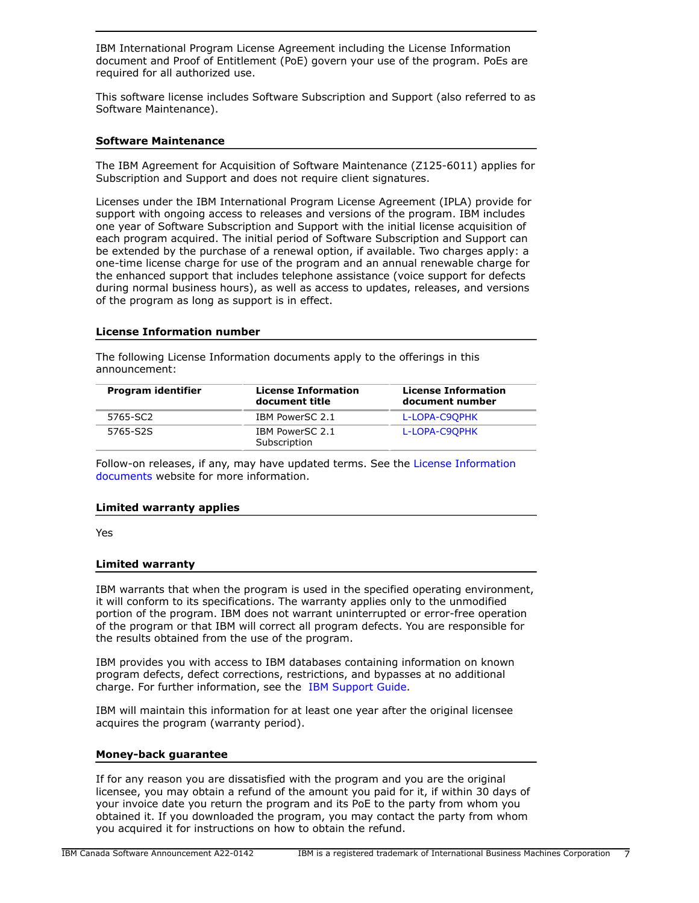IBM International Program License Agreement including the License Information document and Proof of Entitlement (PoE) govern your use of the program. PoEs are required for all authorized use.

This software license includes Software Subscription and Support (also referred to as Software Maintenance).

## Software Maintenance

The IBM Agreement for Acquisition of Software Maintenance (Z125-6011) applies for Subscription and Support and does not require client signatures.

Licenses under the IBM International Program License Agreement (IPLA) provide for support with ongoing access to releases and versions of the program. IBM includes one year of Software Subscription and Support with the initial license acquisition of each program acquired. The initial period of Software Subscription and Support can be extended by the purchase of a renewal option, if available. Two charges apply: a one-time license charge for use of the program and an annual renewable charge for the enhanced support that includes telephone assistance (voice support for defects during normal business hours), as well as access to updates, releases, and versions of the program as long as support is in effect.

## License Information number

The following License Information documents apply to the offerings in this announcement:

| Program identifier | License Information document title | License Information document number |
|---|---|---|
| 5765-SC2 | IBM PowerSC 2.1 | L-LOPA-C9QPHK |
| 5765-S2S | IBM PowerSC 2.1 Subscription | L-LOPA-C9QPHK |

Follow-on releases, if any, may have updated terms. See the License Information documents website for more information.

## Limited warranty applies

Yes

## Limited warranty

IBM warrants that when the program is used in the specified operating environment, it will conform to its specifications. The warranty applies only to the unmodified portion of the program. IBM does not warrant uninterrupted or error-free operation of the program or that IBM will correct all program defects. You are responsible for the results obtained from the use of the program.

IBM provides you with access to IBM databases containing information on known program defects, defect corrections, restrictions, and bypasses at no additional charge. For further information, see the IBM Support Guide.

IBM will maintain this information for at least one year after the original licensee acquires the program (warranty period).

## Money-back guarantee

If for any reason you are dissatisfied with the program and you are the original licensee, you may obtain a refund of the amount you paid for it, if within 30 days of your invoice date you return the program and its PoE to the party from whom you obtained it. If you downloaded the program, you may contact the party from whom you acquired it for instructions on how to obtain the refund.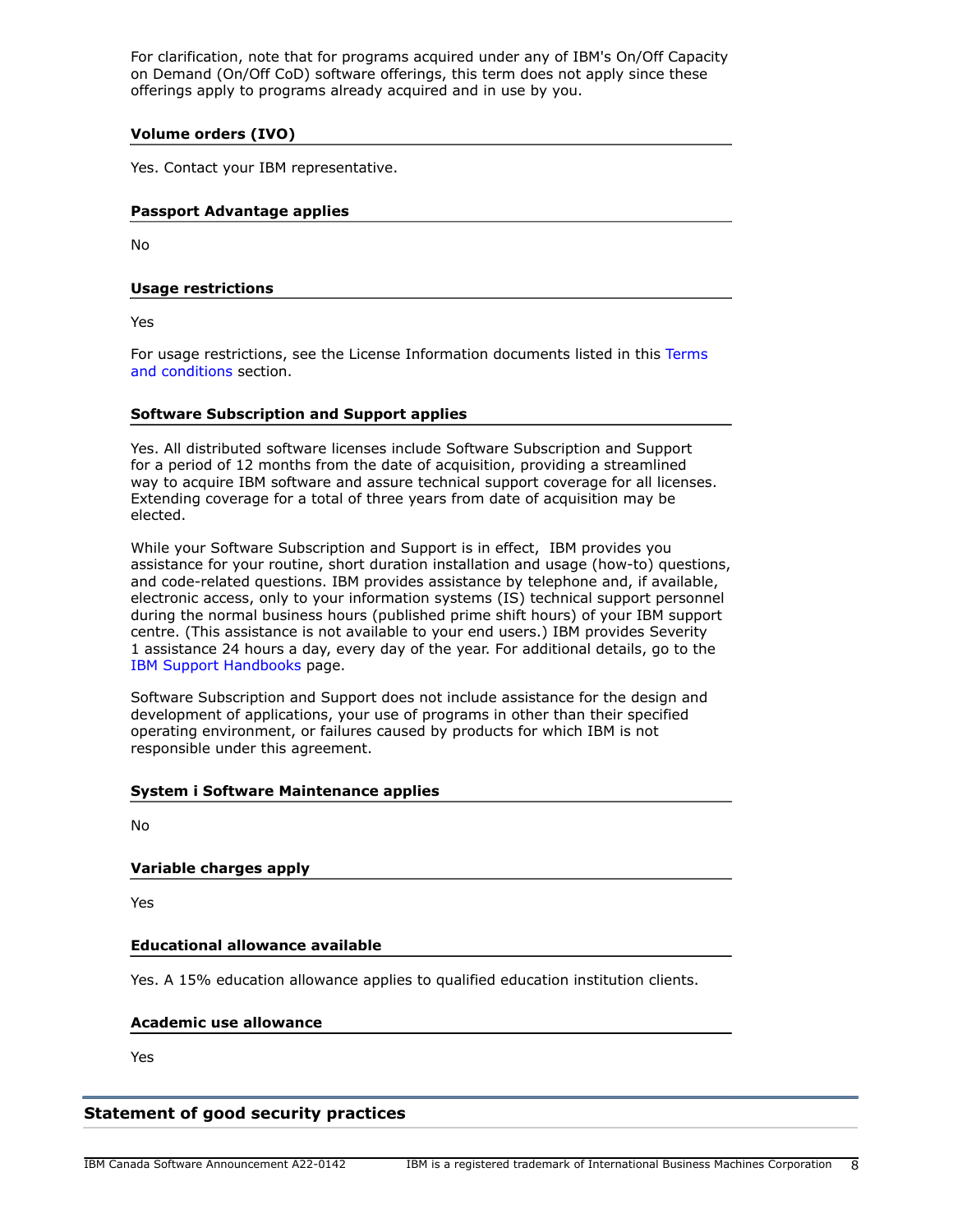For clarification, note that for programs acquired under any of IBM's On/Off Capacity on Demand (On/Off CoD) software offerings, this term does not apply since these offerings apply to programs already acquired and in use by you.

### Volume orders (IVO)

Yes. Contact your IBM representative.

### Passport Advantage applies

No

### Usage restrictions

Yes

For usage restrictions, see the License Information documents listed in this Terms and conditions section.

### Software Subscription and Support applies

Yes. All distributed software licenses include Software Subscription and Support for a period of 12 months from the date of acquisition, providing a streamlined way to acquire IBM software and assure technical support coverage for all licenses. Extending coverage for a total of three years from date of acquisition may be elected.

While your Software Subscription and Support is in effect, IBM provides you assistance for your routine, short duration installation and usage (how-to) questions, and code-related questions. IBM provides assistance by telephone and, if available, electronic access, only to your information systems (IS) technical support personnel during the normal business hours (published prime shift hours) of your IBM support centre. (This assistance is not available to your end users.) IBM provides Severity 1 assistance 24 hours a day, every day of the year. For additional details, go to the IBM Support Handbooks page.

Software Subscription and Support does not include assistance for the design and development of applications, your use of programs in other than their specified operating environment, or failures caused by products for which IBM is not responsible under this agreement.

### System i Software Maintenance applies

No

### Variable charges apply

Yes

### Educational allowance available

Yes. A 15% education allowance applies to qualified education institution clients.

### Academic use allowance

Yes

## Statement of good security practices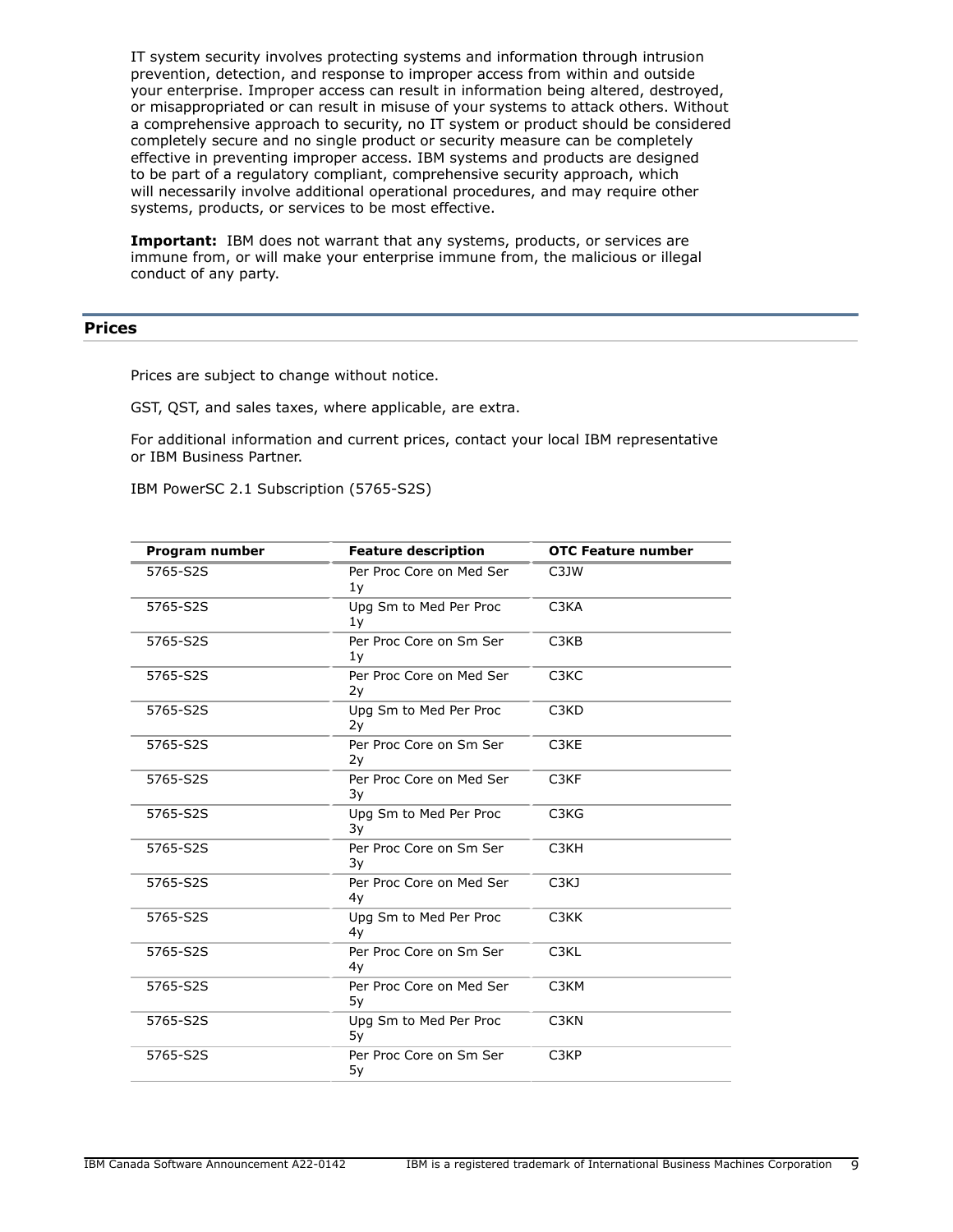IT system security involves protecting systems and information through intrusion prevention, detection, and response to improper access from within and outside your enterprise. Improper access can result in information being altered, destroyed, or misappropriated or can result in misuse of your systems to attack others. Without a comprehensive approach to security, no IT system or product should be considered completely secure and no single product or security measure can be completely effective in preventing improper access. IBM systems and products are designed to be part of a regulatory compliant, comprehensive security approach, which will necessarily involve additional operational procedures, and may require other systems, products, or services to be most effective.

**Important:** IBM does not warrant that any systems, products, or services are immune from, or will make your enterprise immune from, the malicious or illegal conduct of any party.

## Prices

Prices are subject to change without notice.

GST, QST, and sales taxes, where applicable, are extra.

For additional information and current prices, contact your local IBM representative or IBM Business Partner.

IBM PowerSC 2.1 Subscription (5765-S2S)

| Program number | Feature description | OTC Feature number |
|---|---|---|
| 5765-S2S | Per Proc Core on Med Ser 1y | C3JW |
| 5765-S2S | Upg Sm to Med Per Proc 1y | C3KA |
| 5765-S2S | Per Proc Core on Sm Ser 1y | C3KB |
| 5765-S2S | Per Proc Core on Med Ser 2y | C3KC |
| 5765-S2S | Upg Sm to Med Per Proc 2y | C3KD |
| 5765-S2S | Per Proc Core on Sm Ser 2y | C3KE |
| 5765-S2S | Per Proc Core on Med Ser 3y | C3KF |
| 5765-S2S | Upg Sm to Med Per Proc 3y | C3KG |
| 5765-S2S | Per Proc Core on Sm Ser 3y | C3KH |
| 5765-S2S | Per Proc Core on Med Ser 4y | C3KJ |
| 5765-S2S | Upg Sm to Med Per Proc 4y | C3KK |
| 5765-S2S | Per Proc Core on Sm Ser 4y | C3KL |
| 5765-S2S | Per Proc Core on Med Ser 5y | C3KM |
| 5765-S2S | Upg Sm to Med Per Proc 5y | C3KN |
| 5765-S2S | Per Proc Core on Sm Ser 5y | C3KP |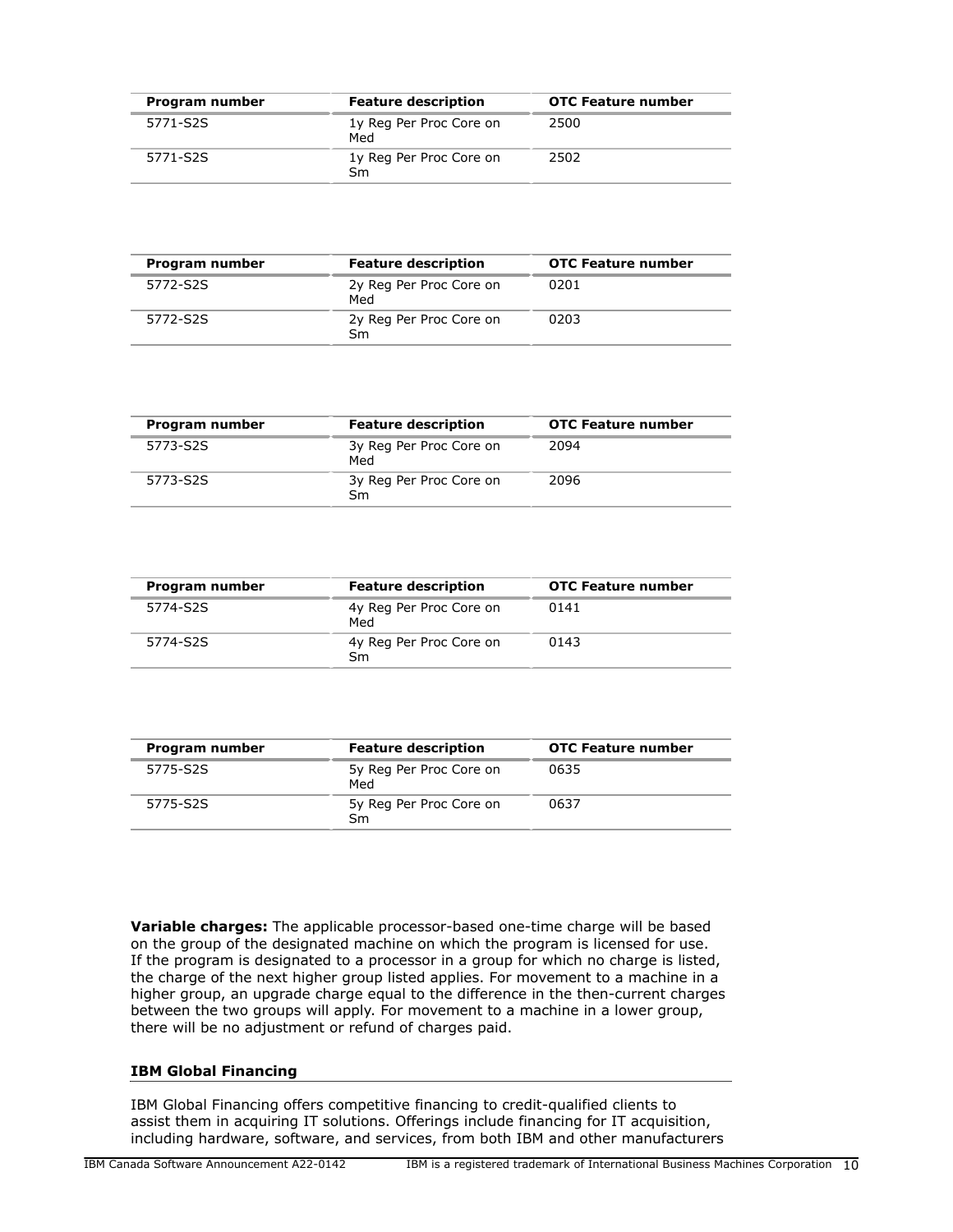| Program number | Feature description | OTC Feature number |
|---|---|---|
| 5771-S2S | 1y Reg Per Proc Core on Med | 2500 |
| 5771-S2S | 1y Reg Per Proc Core on Sm | 2502 |

| Program number | Feature description | OTC Feature number |
|---|---|---|
| 5772-S2S | 2y Reg Per Proc Core on Med | 0201 |
| 5772-S2S | 2y Reg Per Proc Core on Sm | 0203 |

| Program number | Feature description | OTC Feature number |
|---|---|---|
| 5773-S2S | 3y Reg Per Proc Core on Med | 2094 |
| 5773-S2S | 3y Reg Per Proc Core on Sm | 2096 |

| Program number | Feature description | OTC Feature number |
|---|---|---|
| 5774-S2S | 4y Reg Per Proc Core on Med | 0141 |
| 5774-S2S | 4y Reg Per Proc Core on Sm | 0143 |

| Program number | Feature description | OTC Feature number |
|---|---|---|
| 5775-S2S | 5y Reg Per Proc Core on Med | 0635 |
| 5775-S2S | 5y Reg Per Proc Core on Sm | 0637 |

**Variable charges:** The applicable processor-based one-time charge will be based on the group of the designated machine on which the program is licensed for use. If the program is designated to a processor in a group for which no charge is listed, the charge of the next higher group listed applies. For movement to a machine in a higher group, an upgrade charge equal to the difference in the then-current charges between the two groups will apply. For movement to a machine in a lower group, there will be no adjustment or refund of charges paid.

## IBM Global Financing

IBM Global Financing offers competitive financing to credit-qualified clients to assist them in acquiring IT solutions. Offerings include financing for IT acquisition, including hardware, software, and services, from both IBM and other manufacturers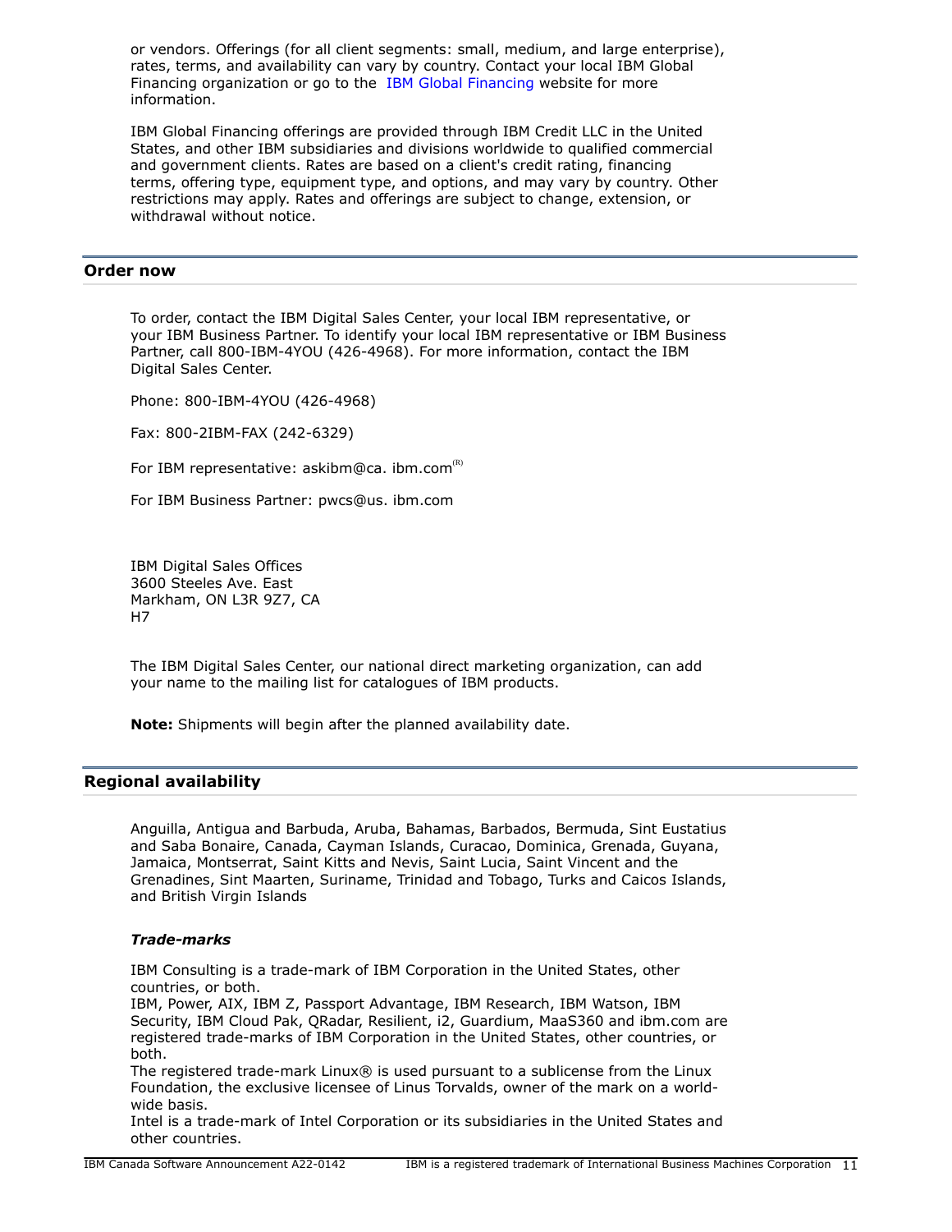or vendors. Offerings (for all client segments: small, medium, and large enterprise), rates, terms, and availability can vary by country. Contact your local IBM Global Financing organization or go to the IBM Global Financing website for more information.

IBM Global Financing offerings are provided through IBM Credit LLC in the United States, and other IBM subsidiaries and divisions worldwide to qualified commercial and government clients. Rates are based on a client's credit rating, financing terms, offering type, equipment type, and options, and may vary by country. Other restrictions may apply. Rates and offerings are subject to change, extension, or withdrawal without notice.

## Order now

To order, contact the IBM Digital Sales Center, your local IBM representative, or your IBM Business Partner. To identify your local IBM representative or IBM Business Partner, call 800-IBM-4YOU (426-4968). For more information, contact the IBM Digital Sales Center.

Phone: 800-IBM-4YOU (426-4968)

Fax: 800-2IBM-FAX (242-6329)

For IBM representative: askibm@ca. ibm.com(R)

For IBM Business Partner: pwcs@us. ibm.com

IBM Digital Sales Offices
3600 Steeles Ave. East
Markham, ON L3R 9Z7, CA
H7

The IBM Digital Sales Center, our national direct marketing organization, can add your name to the mailing list for catalogues of IBM products.

**Note:** Shipments will begin after the planned availability date.

## Regional availability

Anguilla, Antigua and Barbuda, Aruba, Bahamas, Barbados, Bermuda, Sint Eustatius and Saba Bonaire, Canada, Cayman Islands, Curacao, Dominica, Grenada, Guyana, Jamaica, Montserrat, Saint Kitts and Nevis, Saint Lucia, Saint Vincent and the Grenadines, Sint Maarten, Suriname, Trinidad and Tobago, Turks and Caicos Islands, and British Virgin Islands

### *Trade-marks*

IBM Consulting is a trade-mark of IBM Corporation in the United States, other countries, or both.
IBM, Power, AIX, IBM Z, Passport Advantage, IBM Research, IBM Watson, IBM Security, IBM Cloud Pak, QRadar, Resilient, i2, Guardium, MaaS360 and ibm.com are registered trade-marks of IBM Corporation in the United States, other countries, or both.
The registered trade-mark Linux® is used pursuant to a sublicense from the Linux Foundation, the exclusive licensee of Linus Torvalds, owner of the mark on a world-wide basis.
Intel is a trade-mark of Intel Corporation or its subsidiaries in the United States and other countries.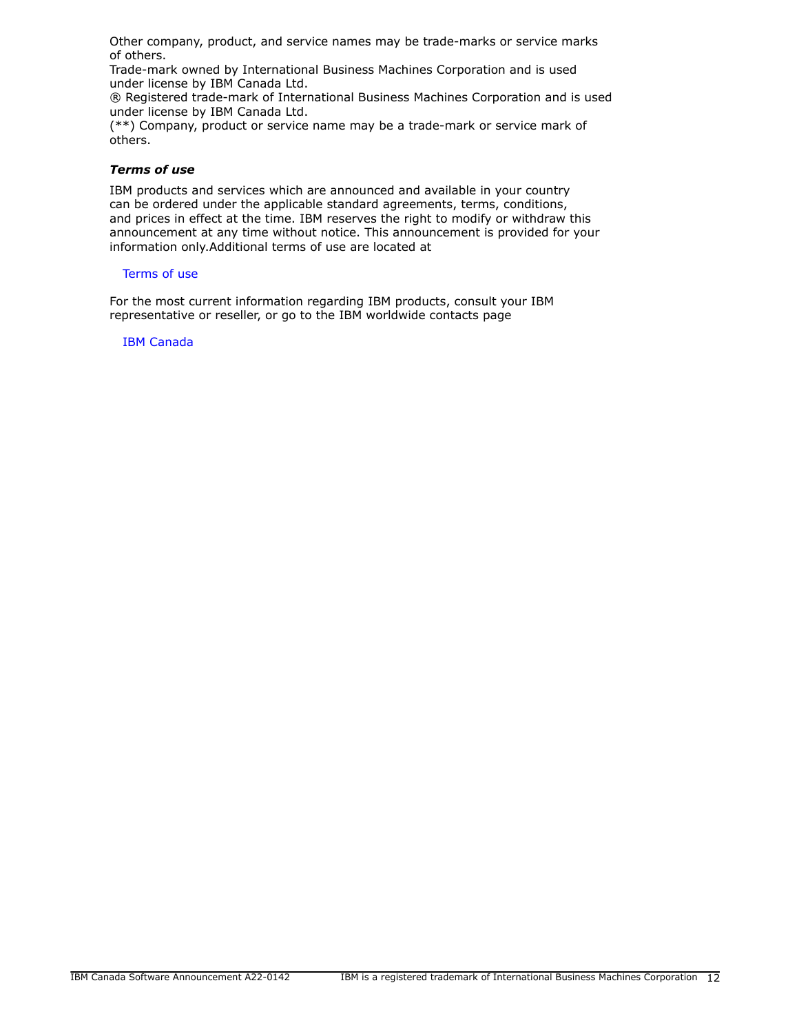Other company, product, and service names may be trade-marks or service marks of others.

Trade-mark owned by International Business Machines Corporation and is used under license by IBM Canada Ltd.

® Registered trade-mark of International Business Machines Corporation and is used under license by IBM Canada Ltd.

(**) Company, product or service name may be a trade-mark or service mark of others.

***Terms of use***

IBM products and services which are announced and available in your country can be ordered under the applicable standard agreements, terms, conditions, and prices in effect at the time. IBM reserves the right to modify or withdraw this announcement at any time without notice. This announcement is provided for your information only.Additional terms of use are located at

Terms of use

For the most current information regarding IBM products, consult your IBM representative or reseller, or go to the IBM worldwide contacts page

IBM Canada